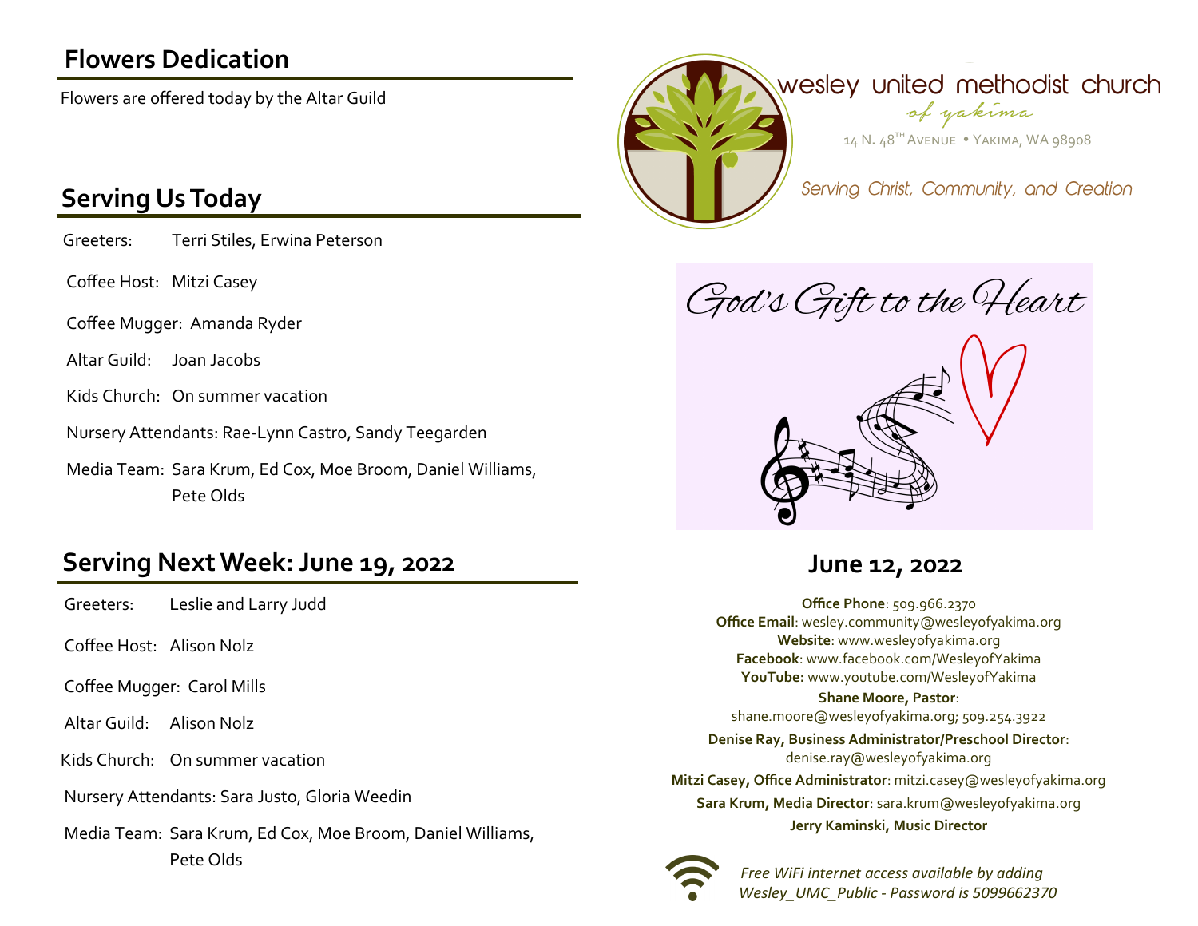## Flowers Dedication

Flowers are offered today by the Altar Guild

## Serving Us Today

Greeters: Terri Stiles, Erwina Peterson

Coffee Host: Mitzi Casey

Coffee Mugger: Amanda Ryder

Altar Guild: Joan Jacobs

Kids Church: On summer vacation

Nursery Attendants: Rae-Lynn Castro, Sandy Teegarden

Media Team: Sara Krum, Ed Cox, Moe Broom, Daniel Williams, Pete Olds

## Serving Next Week: June 19, 2022

Greeters: Leslie and Larry Judd

Coffee Host: Alison Nolz

Coffee Mugger: Carol Mills

Altar Guild: Alison Nolz

Kids Church: On summer vacation

Nursery Attendants: Sara Justo, Gloria Weedin

Media Team: Sara Krum, Ed Cox, Moe Broom, Daniel Williams, Pete Olds

# wesley united methodist church

*of yakima*

14 N. 48TH Avenue • Yakima, WA 98908

*Serving Christ, Community, and Creation*

*God's Gift to the Heart*

## June 12, 2022

**Office Phone**: 509.966.2370
**Office Email**: wesley.community@wesleyofyakima.org
**Website**: www.wesleyofyakima.org
**Facebook**: www.facebook.com/WesleyofYakima
**YouTube:** www.youtube.com/WesleyofYakima

**Shane Moore, Pastor**:
shane.moore@wesleyofyakima.org; 509.254.3922

**Denise Ray, Business Administrator/Preschool Director**:
denise.ray@wesleyofyakima.org

**Mitzi Casey, Office Administrator**: mitzi.casey@wesleyofyakima.org

**Sara Krum, Media Director**: sara.krum@wesleyofyakima.org

**Jerry Kaminski, Music Director**

*Free WiFi internet access available by adding Wesley_UMC_Public - Password is 5099662370*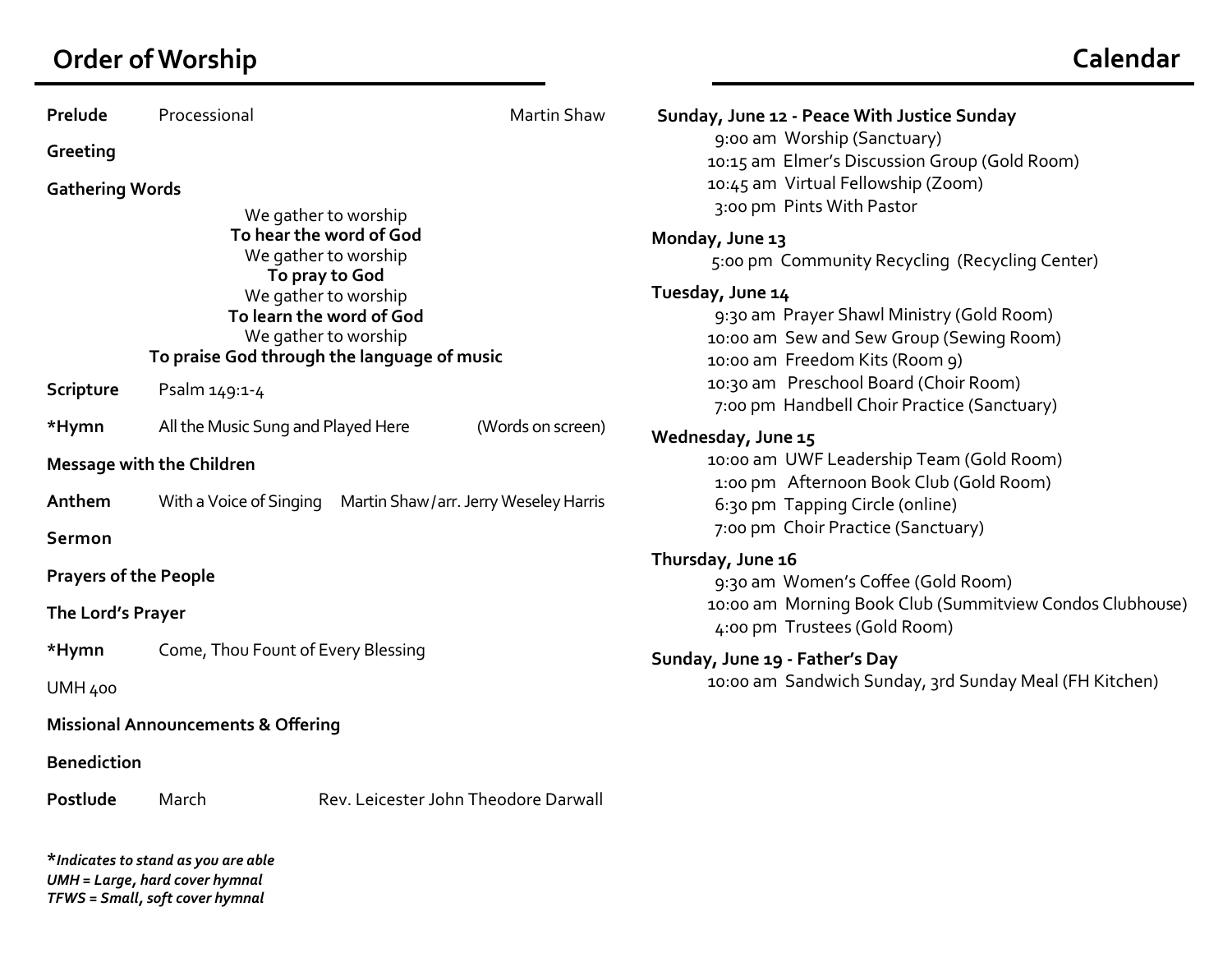## Order of Worship

**Prelude** Processional — Martin Shaw

**Greeting**

**Gathering Words**

We gather to worship
**To hear the word of God**
We gather to worship
**To pray to God**
We gather to worship
**To learn the word of God**
We gather to worship
**To praise God through the language of music**

**Scripture** Psalm 149:1-4

**\*Hymn** All the Music Sung and Played Here — (Words on screen)

**Message with the Children**

**Anthem** With a Voice of Singing — Martin Shaw/arr. Jerry Weseley Harris

**Sermon**

**Prayers of the People**

**The Lord's Prayer**

**\*Hymn** Come, Thou Fount of Every Blessing

UMH 400

**Missional Announcements & Offering**

**Benediction**

**Postlude** March — Rev. Leicester John Theodore Darwall

*\*Indicates to stand as you are able*
***UMH = Large, hard cover hymnal***
***TFWS = Small, soft cover hymnal***

## Calendar

**Sunday, June 12 - Peace With Justice Sunday**
- 9:00 am Worship (Sanctuary)
- 10:15 am Elmer's Discussion Group (Gold Room)
- 10:45 am Virtual Fellowship (Zoom)
- 3:00 pm Pints With Pastor

**Monday, June 13**
- 5:00 pm Community Recycling (Recycling Center)

**Tuesday, June 14**
- 9:30 am Prayer Shawl Ministry (Gold Room)
- 10:00 am Sew and Sew Group (Sewing Room)
- 10:00 am Freedom Kits (Room 9)
- 10:30 am Preschool Board (Choir Room)
- 7:00 pm Handbell Choir Practice (Sanctuary)

**Wednesday, June 15**
- 10:00 am UWF Leadership Team (Gold Room)
- 1:00 pm Afternoon Book Club (Gold Room)
- 6:30 pm Tapping Circle (online)
- 7:00 pm Choir Practice (Sanctuary)

**Thursday, June 16**
- 9:30 am Women's Coffee (Gold Room)
- 10:00 am Morning Book Club (Summitview Condos Clubhouse)
- 4:00 pm Trustees (Gold Room)

**Sunday, June 19 - Father's Day**
- 10:00 am Sandwich Sunday, 3rd Sunday Meal (FH Kitchen)